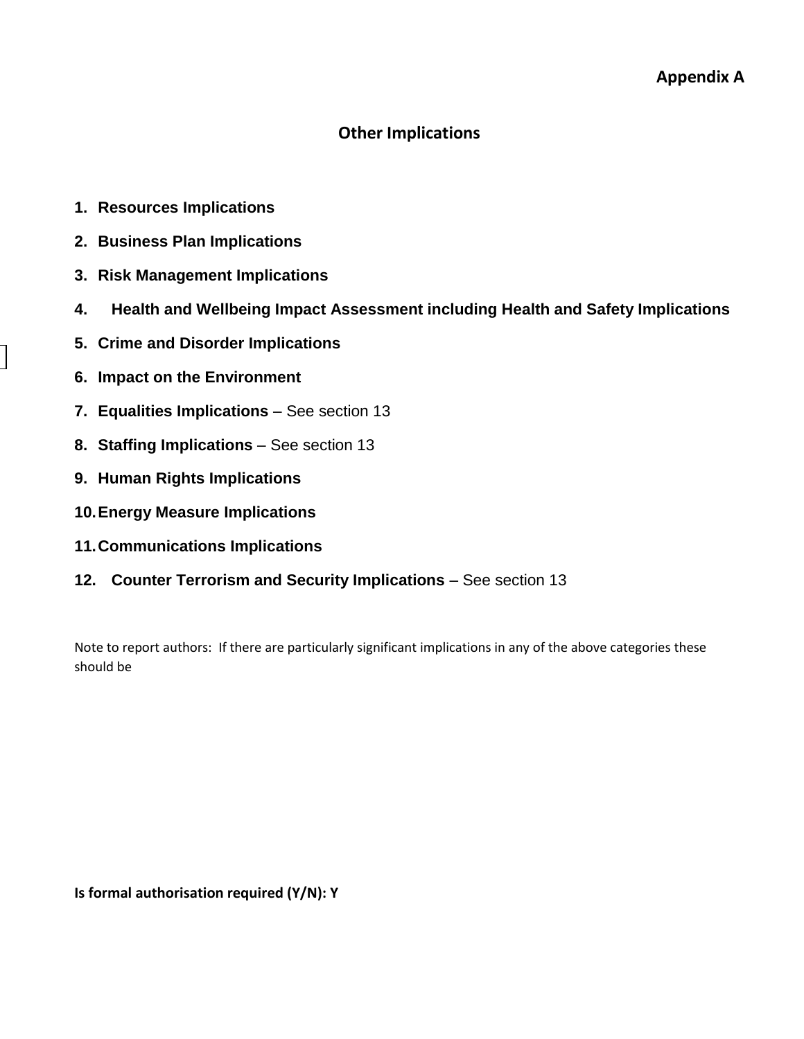**Appendix A**

## Other Implications

1. **Resources Implications**
2. **Business Plan Implications**
3. **Risk Management Implications**
4. **Health and Wellbeing Impact Assessment including Health and Safety Implications**
5. **Crime and Disorder Implications**
6. **Impact on the Environment**
7. **Equalities Implications** – See section 13
8. **Staffing Implications** – See section 13
9. **Human Rights Implications**
10. **Energy Measure Implications**
11. **Communications Implications**
12. **Counter Terrorism and Security Implications** – See section 13

Note to report authors: If there are particularly significant implications in any of the above categories these should be

**Is formal authorisation required (Y/N): Y**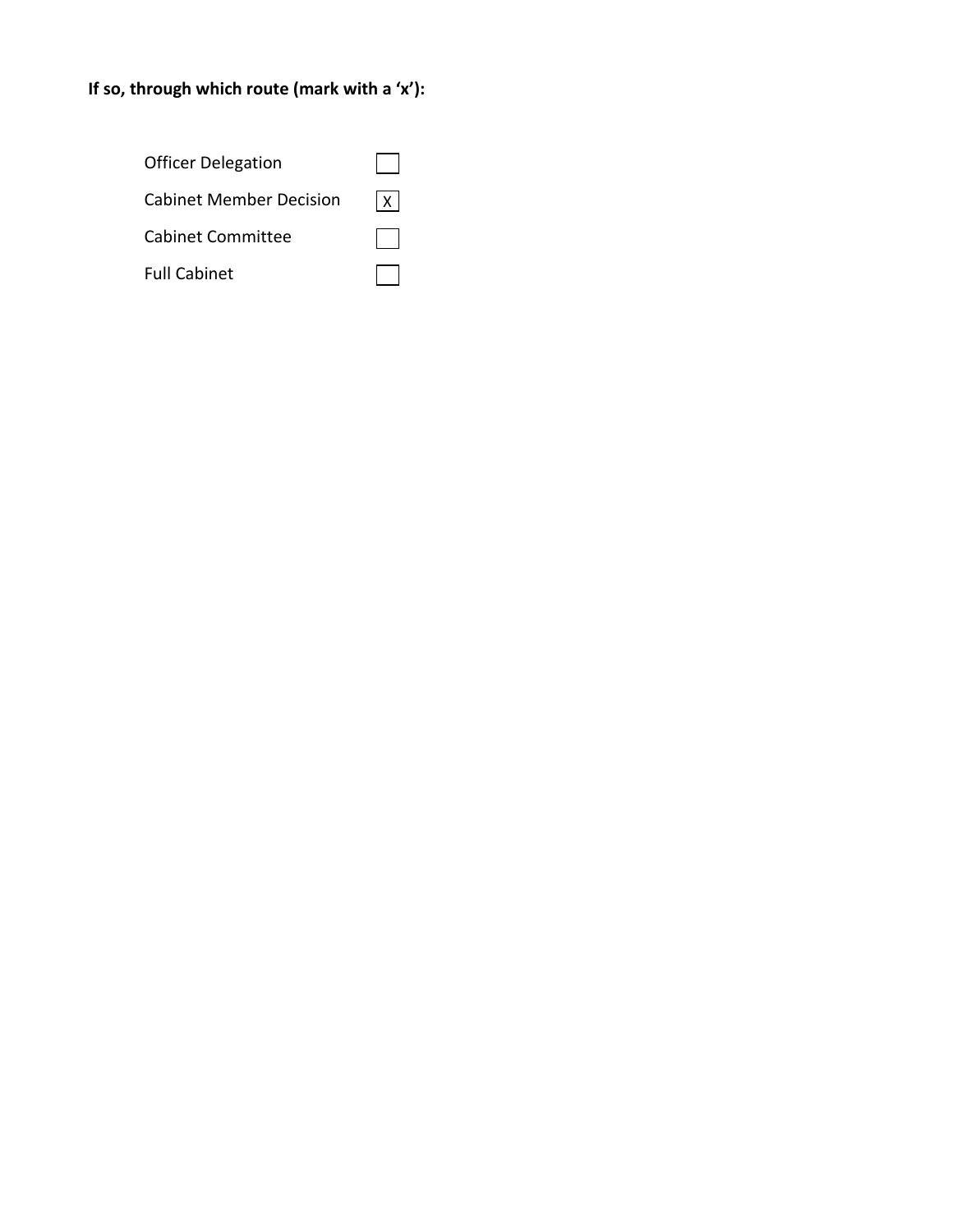**If so, through which route (mark with a 'x'):**

| | |
|---|---|
| Officer Delegation | |
| Cabinet Member Decision | X |
| Cabinet Committee | |
| Full Cabinet | |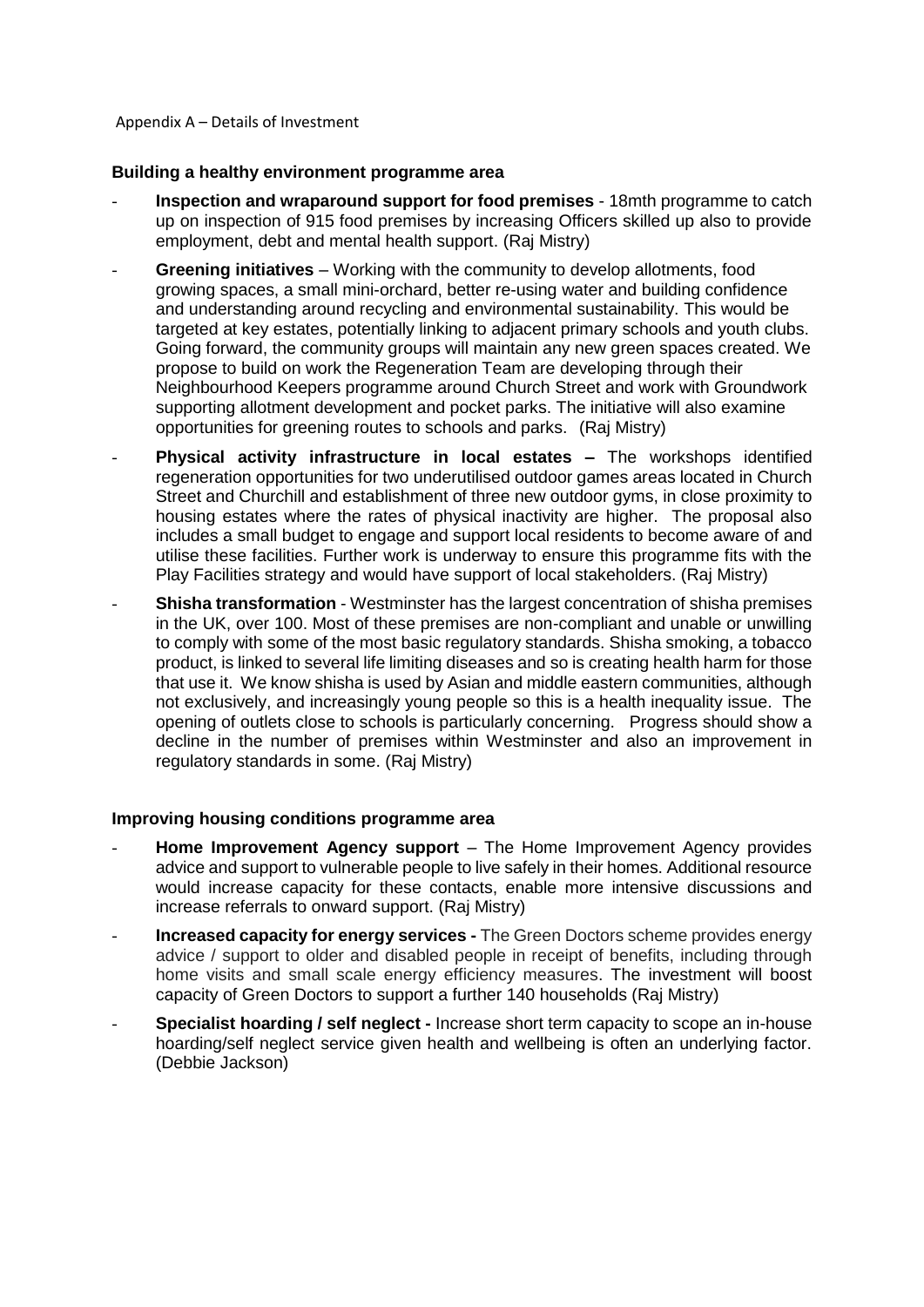Appendix A – Details of Investment

**Building a healthy environment programme area**

- **Inspection and wraparound support for food premises** - 18mth programme to catch up on inspection of 915 food premises by increasing Officers skilled up also to provide employment, debt and mental health support. (Raj Mistry)
- **Greening initiatives** – Working with the community to develop allotments, food growing spaces, a small mini-orchard, better re-using water and building confidence and understanding around recycling and environmental sustainability. This would be targeted at key estates, potentially linking to adjacent primary schools and youth clubs. Going forward, the community groups will maintain any new green spaces created. We propose to build on work the Regeneration Team are developing through their Neighbourhood Keepers programme around Church Street and work with Groundwork supporting allotment development and pocket parks. The initiative will also examine opportunities for greening routes to schools and parks. (Raj Mistry)
- **Physical activity infrastructure in local estates –** The workshops identified regeneration opportunities for two underutilised outdoor games areas located in Church Street and Churchill and establishment of three new outdoor gyms, in close proximity to housing estates where the rates of physical inactivity are higher. The proposal also includes a small budget to engage and support local residents to become aware of and utilise these facilities. Further work is underway to ensure this programme fits with the Play Facilities strategy and would have support of local stakeholders. (Raj Mistry)
- **Shisha transformation** - Westminster has the largest concentration of shisha premises in the UK, over 100. Most of these premises are non-compliant and unable or unwilling to comply with some of the most basic regulatory standards. Shisha smoking, a tobacco product, is linked to several life limiting diseases and so is creating health harm for those that use it. We know shisha is used by Asian and middle eastern communities, although not exclusively, and increasingly young people so this is a health inequality issue. The opening of outlets close to schools is particularly concerning. Progress should show a decline in the number of premises within Westminster and also an improvement in regulatory standards in some. (Raj Mistry)

**Improving housing conditions programme area**

- **Home Improvement Agency support** – The Home Improvement Agency provides advice and support to vulnerable people to live safely in their homes. Additional resource would increase capacity for these contacts, enable more intensive discussions and increase referrals to onward support. (Raj Mistry)
- **Increased capacity for energy services -** The Green Doctors scheme provides energy advice / support to older and disabled people in receipt of benefits, including through home visits and small scale energy efficiency measures. The investment will boost capacity of Green Doctors to support a further 140 households (Raj Mistry)
- **Specialist hoarding / self neglect -** Increase short term capacity to scope an in-house hoarding/self neglect service given health and wellbeing is often an underlying factor. (Debbie Jackson)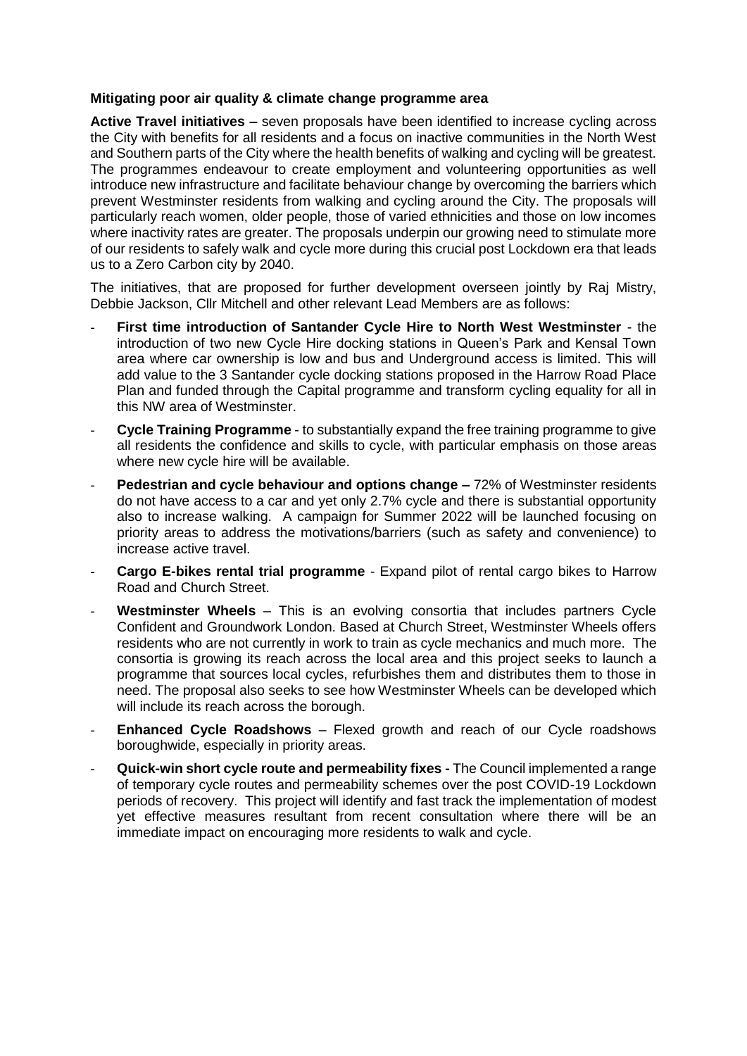**Mitigating poor air quality & climate change programme area**

**Active Travel initiatives –** seven proposals have been identified to increase cycling across the City with benefits for all residents and a focus on inactive communities in the North West and Southern parts of the City where the health benefits of walking and cycling will be greatest. The programmes endeavour to create employment and volunteering opportunities as well introduce new infrastructure and facilitate behaviour change by overcoming the barriers which prevent Westminster residents from walking and cycling around the City. The proposals will particularly reach women, older people, those of varied ethnicities and those on low incomes where inactivity rates are greater. The proposals underpin our growing need to stimulate more of our residents to safely walk and cycle more during this crucial post Lockdown era that leads us to a Zero Carbon city by 2040.

The initiatives, that are proposed for further development overseen jointly by Raj Mistry, Debbie Jackson, Cllr Mitchell and other relevant Lead Members are as follows:

- **First time introduction of Santander Cycle Hire to North West Westminster** - the introduction of two new Cycle Hire docking stations in Queen's Park and Kensal Town area where car ownership is low and bus and Underground access is limited. This will add value to the 3 Santander cycle docking stations proposed in the Harrow Road Place Plan and funded through the Capital programme and transform cycling equality for all in this NW area of Westminster.
- **Cycle Training Programme** - to substantially expand the free training programme to give all residents the confidence and skills to cycle, with particular emphasis on those areas where new cycle hire will be available.
- **Pedestrian and cycle behaviour and options change –** 72% of Westminster residents do not have access to a car and yet only 2.7% cycle and there is substantial opportunity also to increase walking. A campaign for Summer 2022 will be launched focusing on priority areas to address the motivations/barriers (such as safety and convenience) to increase active travel.
- **Cargo E-bikes rental trial programme** - Expand pilot of rental cargo bikes to Harrow Road and Church Street.
- **Westminster Wheels** – This is an evolving consortia that includes partners Cycle Confident and Groundwork London. Based at Church Street, Westminster Wheels offers residents who are not currently in work to train as cycle mechanics and much more. The consortia is growing its reach across the local area and this project seeks to launch a programme that sources local cycles, refurbishes them and distributes them to those in need. The proposal also seeks to see how Westminster Wheels can be developed which will include its reach across the borough.
- **Enhanced Cycle Roadshows** – Flexed growth and reach of our Cycle roadshows boroughwide, especially in priority areas.
- **Quick-win short cycle route and permeability fixes -** The Council implemented a range of temporary cycle routes and permeability schemes over the post COVID-19 Lockdown periods of recovery. This project will identify and fast track the implementation of modest yet effective measures resultant from recent consultation where there will be an immediate impact on encouraging more residents to walk and cycle.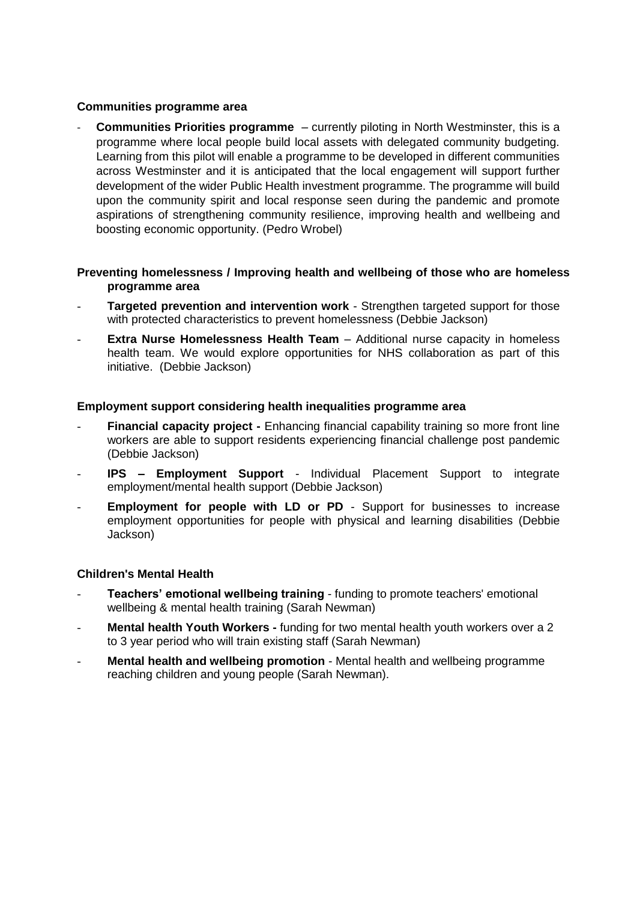**Communities programme area**

- **Communities Priorities programme** – currently piloting in North Westminster, this is a programme where local people build local assets with delegated community budgeting. Learning from this pilot will enable a programme to be developed in different communities across Westminster and it is anticipated that the local engagement will support further development of the wider Public Health investment programme. The programme will build upon the community spirit and local response seen during the pandemic and promote aspirations of strengthening community resilience, improving health and wellbeing and boosting economic opportunity. (Pedro Wrobel)

**Preventing homelessness / Improving health and wellbeing of those who are homeless programme area**

- **Targeted prevention and intervention work** - Strengthen targeted support for those with protected characteristics to prevent homelessness (Debbie Jackson)
- **Extra Nurse Homelessness Health Team** – Additional nurse capacity in homeless health team. We would explore opportunities for NHS collaboration as part of this initiative. (Debbie Jackson)

**Employment support considering health inequalities programme area**

- **Financial capacity project -** Enhancing financial capability training so more front line workers are able to support residents experiencing financial challenge post pandemic (Debbie Jackson)
- **IPS – Employment Support** - Individual Placement Support to integrate employment/mental health support (Debbie Jackson)
- **Employment for people with LD or PD** - Support for businesses to increase employment opportunities for people with physical and learning disabilities (Debbie Jackson)

**Children's Mental Health**

- **Teachers' emotional wellbeing training** - funding to promote teachers' emotional wellbeing & mental health training (Sarah Newman)
- **Mental health Youth Workers -** funding for two mental health youth workers over a 2 to 3 year period who will train existing staff (Sarah Newman)
- **Mental health and wellbeing promotion** - Mental health and wellbeing programme reaching children and young people (Sarah Newman).